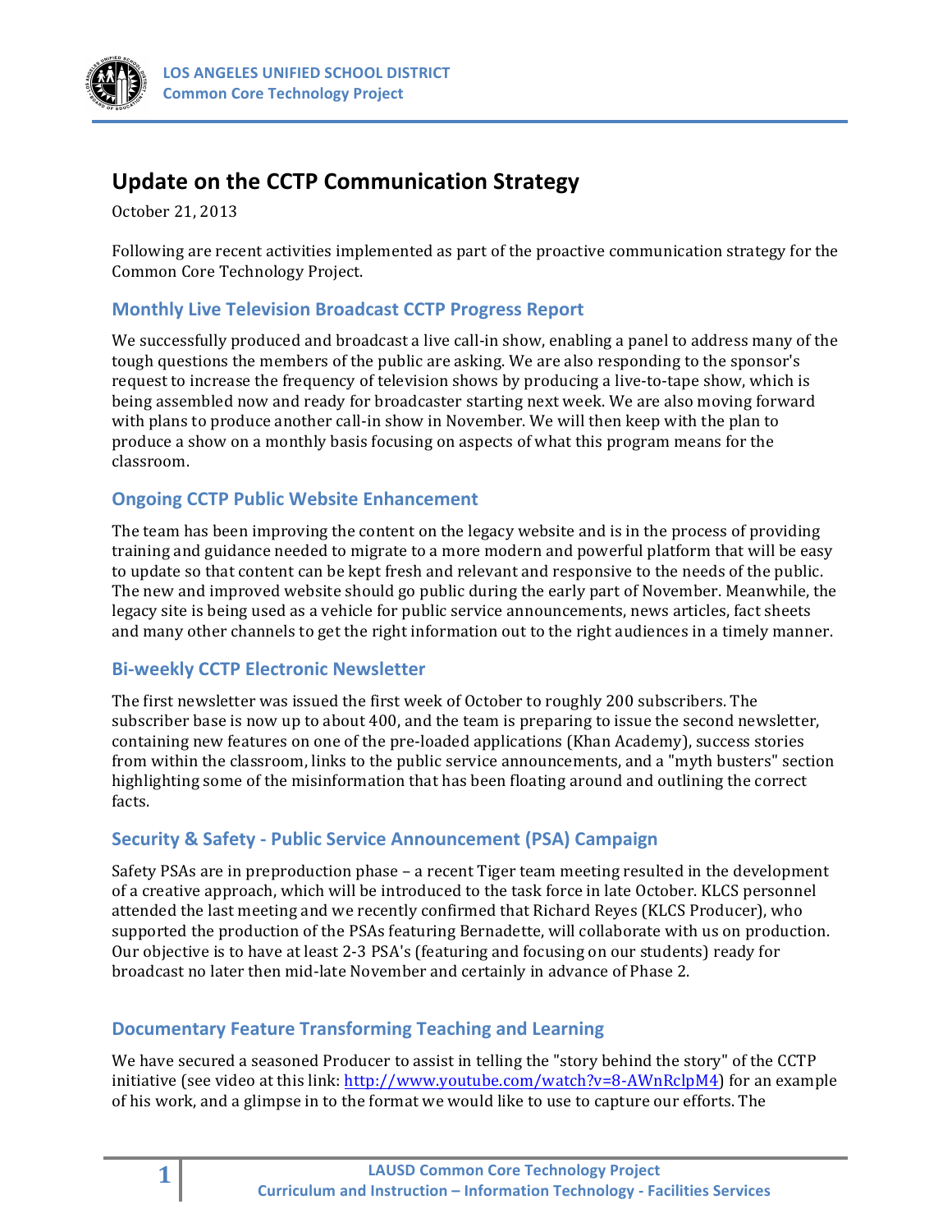# Update on the CCTP Communication Strategy

October 21, 2013

Following are recent activities implemented as part of the proactive communication strategy for the Common Core Technology Project.

## Monthly Live Television Broadcast CCTP Progress Report

We successfully produced and broadcast a live call-in show, enabling a panel to address many of the tough questions the members of the public are asking. We are also responding to the sponsor's request to increase the frequency of television shows by producing a live-to-tape show, which is being assembled now and ready for broadcaster starting next week. We are also moving forward with plans to produce another call-in show in November. We will then keep with the plan to produce a show on a monthly basis focusing on aspects of what this program means for the classroom.

## Ongoing CCTP Public Website Enhancement

The team has been improving the content on the legacy website and is in the process of providing training and guidance needed to migrate to a more modern and powerful platform that will be easy to update so that content can be kept fresh and relevant and responsive to the needs of the public. The new and improved website should go public during the early part of November. Meanwhile, the legacy site is being used as a vehicle for public service announcements, news articles, fact sheets and many other channels to get the right information out to the right audiences in a timely manner.

## Bi-weekly CCTP Electronic Newsletter

The first newsletter was issued the first week of October to roughly 200 subscribers. The subscriber base is now up to about 400, and the team is preparing to issue the second newsletter, containing new features on one of the pre-loaded applications (Khan Academy), success stories from within the classroom, links to the public service announcements, and a "myth busters" section highlighting some of the misinformation that has been floating around and outlining the correct facts.

## Security & Safety - Public Service Announcement (PSA) Campaign

Safety PSAs are in preproduction phase – a recent Tiger team meeting resulted in the development of a creative approach, which will be introduced to the task force in late October. KLCS personnel attended the last meeting and we recently confirmed that Richard Reyes (KLCS Producer), who supported the production of the PSAs featuring Bernadette, will collaborate with us on production. Our objective is to have at least 2-3 PSA's (featuring and focusing on our students) ready for broadcast no later then mid-late November and certainly in advance of Phase 2.

## Documentary Feature Transforming Teaching and Learning

We have secured a seasoned Producer to assist in telling the "story behind the story" of the CCTP initiative (see video at this link: http://www.youtube.com/watch?v=8-AWnRclpM4) for an example of his work, and a glimpse in to the format we would like to use to capture our efforts. The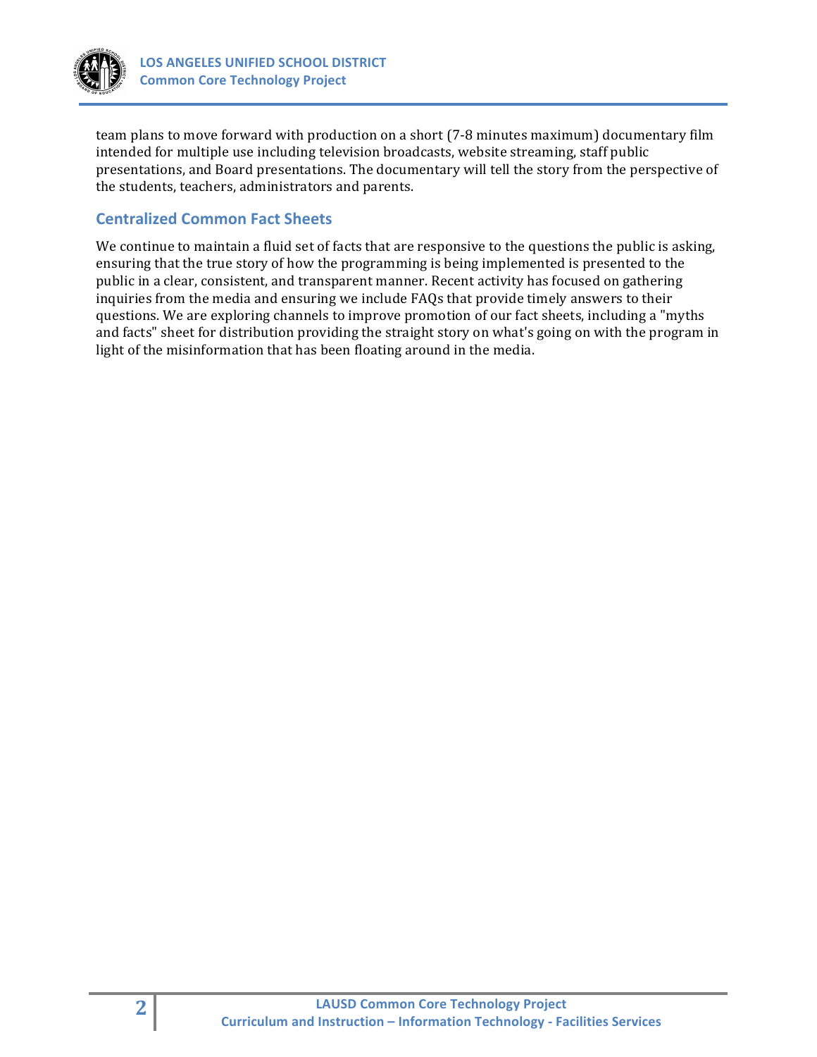team plans to move forward with production on a short (7-8 minutes maximum) documentary film intended for multiple use including television broadcasts, website streaming, staff public presentations, and Board presentations. The documentary will tell the story from the perspective of the students, teachers, administrators and parents.

## Centralized Common Fact Sheets

We continue to maintain a fluid set of facts that are responsive to the questions the public is asking, ensuring that the true story of how the programming is being implemented is presented to the public in a clear, consistent, and transparent manner. Recent activity has focused on gathering inquiries from the media and ensuring we include FAQs that provide timely answers to their questions. We are exploring channels to improve promotion of our fact sheets, including a "myths and facts" sheet for distribution providing the straight story on what's going on with the program in light of the misinformation that has been floating around in the media.